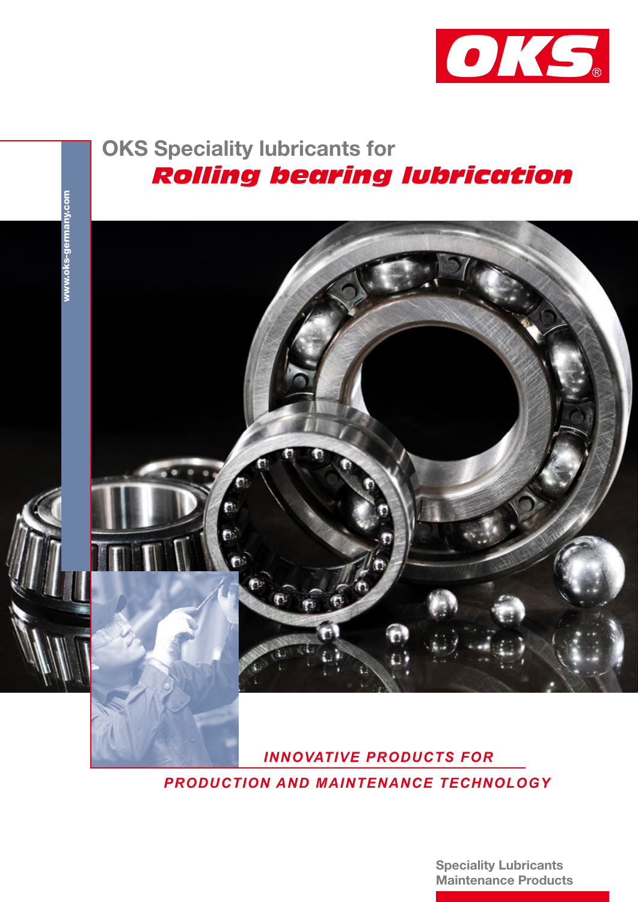OKS

www.oks-germany.com

# OKS Speciality lubricants for
# *Rolling bearing lubrication*

*INNOVATIVE PRODUCTS FOR*

*PRODUCTION AND MAINTENANCE TECHNOLOGY*

**Speciality Lubricants**
**Maintenance Products**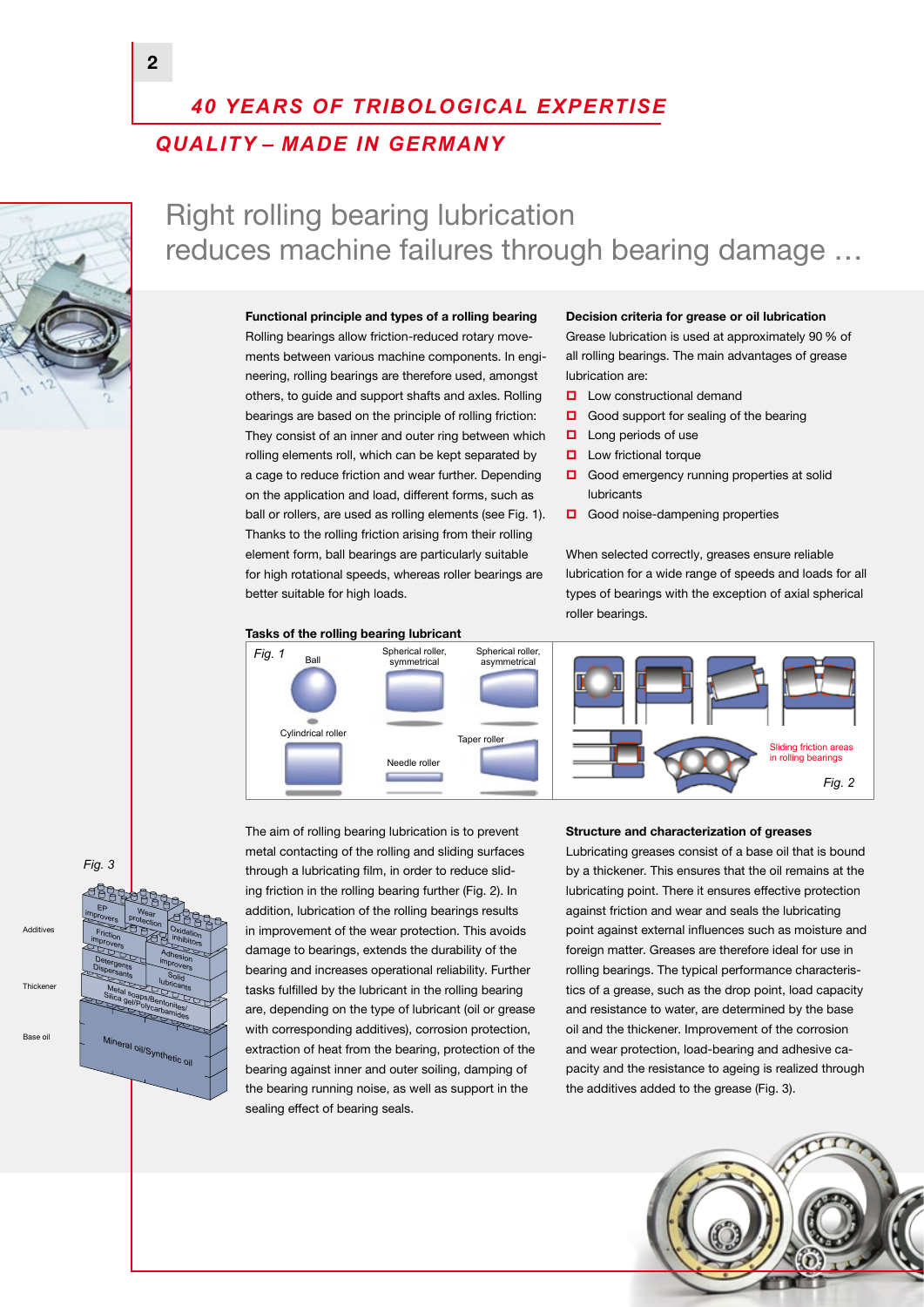*40 YEARS OF TRIBOLOGICAL EXPERTISE*

*QUALITY – MADE IN GERMANY*

# Right rolling bearing lubrication reduces machine failures through bearing damage …

**Functional principle and types of a rolling bearing**

Rolling bearings allow friction-reduced rotary movements between various machine components. In engineering, rolling bearings are therefore used, amongst others, to guide and support shafts and axles. Rolling bearings are based on the principle of rolling friction: They consist of an inner and outer ring between which rolling elements roll, which can be kept separated by a cage to reduce friction and wear further. Depending on the application and load, different forms, such as ball or rollers, are used as rolling elements (see Fig. 1). Thanks to the rolling friction arising from their rolling element form, ball bearings are particularly suitable for high rotational speeds, whereas roller bearings are better suitable for high loads.

**Decision criteria for grease or oil lubrication**

Grease lubrication is used at approximately 90 % of all rolling bearings. The main advantages of grease lubrication are:

- Low constructional demand
- Good support for sealing of the bearing
- Long periods of use
- Low frictional torque
- Good emergency running properties at solid lubricants
- Good noise-dampening properties

When selected correctly, greases ensure reliable lubrication for a wide range of speeds and loads for all types of bearings with the exception of axial spherical roller bearings.

**Tasks of the rolling bearing lubricant**

*Fig. 1* – Ball; Spherical roller, symmetrical; Spherical roller, asymmetrical; Cylindrical roller; Needle roller; Taper roller

Sliding friction areas in rolling bearings *Fig. 2*

The aim of rolling bearing lubrication is to prevent metal contacting of the rolling and sliding surfaces through a lubricating film, in order to reduce sliding friction in the rolling bearing further (Fig. 2). In addition, lubrication of the rolling bearings results in improvement of the wear protection. This avoids damage to bearings, extends the durability of the bearing and increases operational reliability. Further tasks fulfilled by the lubricant in the rolling bearing are, depending on the type of lubricant (oil or grease with corresponding additives), corrosion protection, extraction of heat from the bearing, protection of the bearing against inner and outer soiling, damping of the bearing running noise, as well as support in the sealing effect of bearing seals.

**Structure and characterization of greases**

Lubricating greases consist of a base oil that is bound by a thickener. This ensures that the oil remains at the lubricating point. There it ensures effective protection against friction and wear and seals the lubricating point against external influences such as moisture and foreign matter. Greases are therefore ideal for use in rolling bearings. The typical performance characteristics of a grease, such as the drop point, load capacity and resistance to water, are determined by the base oil and the thickener. Improvement of the corrosion and wear protection, load-bearing and adhesive capacity and the resistance to ageing is realized through the additives added to the grease (Fig. 3).

*Fig. 3*

Additives: EP improvers, Wear protection, Oxidation inhibitors, Friction improvers, Adhesion improvers, Detergents Dispersants, Solid lubricants

Thickener: Metal soaps/Bentonites/Silica gel/Polycarbamides

Base oil: Mineral oil/Synthetic oil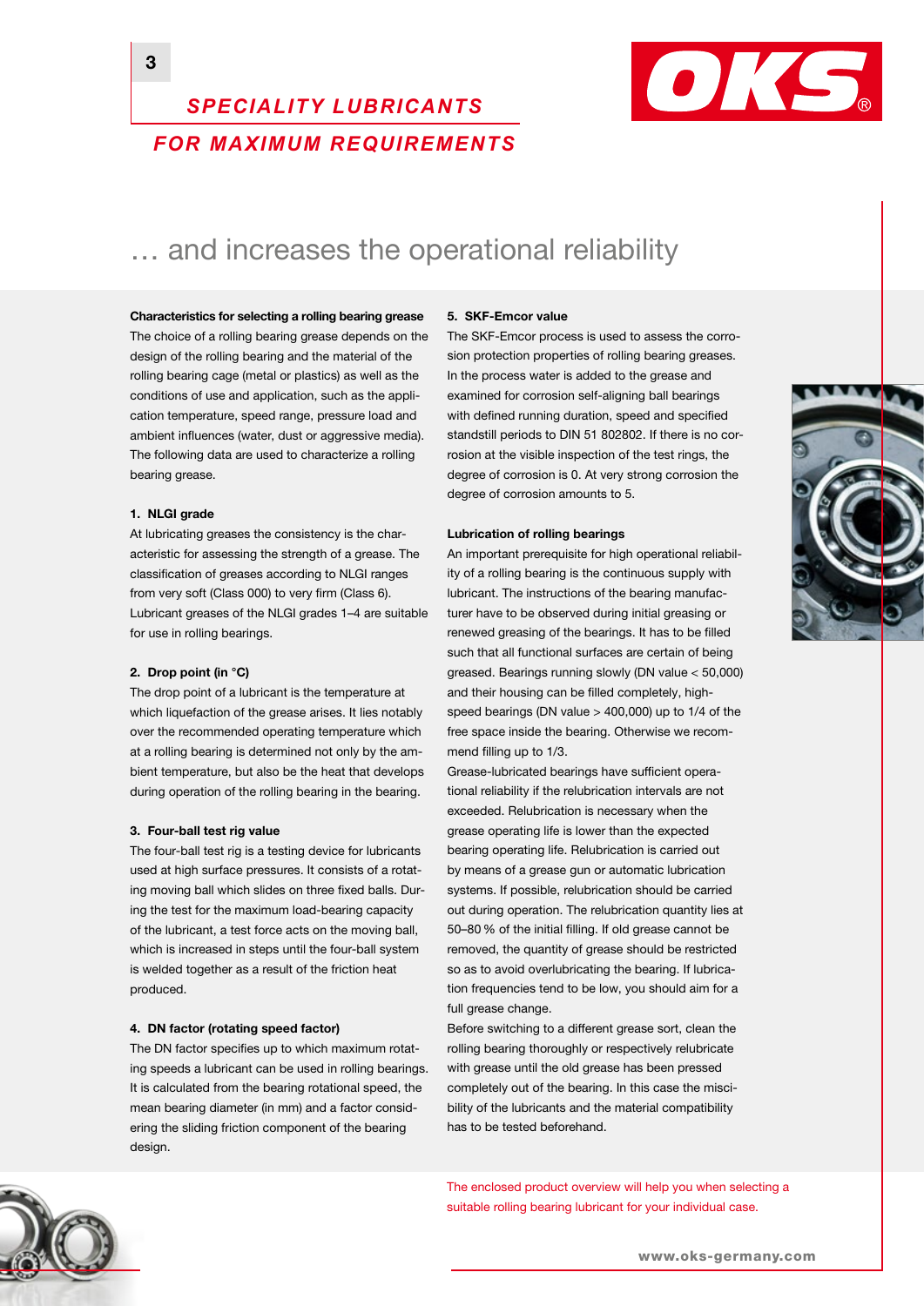## … and increases the operational reliability

**Characteristics for selecting a rolling bearing grease**

The choice of a rolling bearing grease depends on the design of the rolling bearing and the material of the rolling bearing cage (metal or plastics) as well as the conditions of use and application, such as the application temperature, speed range, pressure load and ambient influences (water, dust or aggressive media). The following data are used to characterize a rolling bearing grease.

**1. NLGI grade**

At lubricating greases the consistency is the characteristic for assessing the strength of a grease. The classification of greases according to NLGI ranges from very soft (Class 000) to very firm (Class 6). Lubricant greases of the NLGI grades 1–4 are suitable for use in rolling bearings.

**2. Drop point (in °C)**

The drop point of a lubricant is the temperature at which liquefaction of the grease arises. It lies notably over the recommended operating temperature which at a rolling bearing is determined not only by the ambient temperature, but also be the heat that develops during operation of the rolling bearing in the bearing.

**3. Four-ball test rig value**

The four-ball test rig is a testing device for lubricants used at high surface pressures. It consists of a rotating moving ball which slides on three fixed balls. During the test for the maximum load-bearing capacity of the lubricant, a test force acts on the moving ball, which is increased in steps until the four-ball system is welded together as a result of the friction heat produced.

**4. DN factor (rotating speed factor)**

The DN factor specifies up to which maximum rotating speeds a lubricant can be used in rolling bearings. It is calculated from the bearing rotational speed, the mean bearing diameter (in mm) and a factor considering the sliding friction component of the bearing design.

**5. SKF-Emcor value**

The SKF-Emcor process is used to assess the corrosion protection properties of rolling bearing greases. In the process water is added to the grease and examined for corrosion self-aligning ball bearings with defined running duration, speed and specified standstill periods to DIN 51 802802. If there is no corrosion at the visible inspection of the test rings, the degree of corrosion is 0. At very strong corrosion the degree of corrosion amounts to 5.

**Lubrication of rolling bearings**

An important prerequisite for high operational reliability of a rolling bearing is the continuous supply with lubricant. The instructions of the bearing manufacturer have to be observed during initial greasing or renewed greasing of the bearings. It has to be filled such that all functional surfaces are certain of being greased. Bearings running slowly (DN value < 50,000) and their housing can be filled completely, high-speed bearings (DN value > 400,000) up to 1/4 of the free space inside the bearing. Otherwise we recommend filling up to 1/3.

Grease-lubricated bearings have sufficient operational reliability if the relubrication intervals are not exceeded. Relubrication is necessary when the grease operating life is lower than the expected bearing operating life. Relubrication is carried out by means of a grease gun or automatic lubrication systems. If possible, relubrication should be carried out during operation. The relubrication quantity lies at 50–80 % of the initial filling. If old grease cannot be removed, the quantity of grease should be restricted so as to avoid overlubricating the bearing. If lubrication frequencies tend to be low, you should aim for a full grease change.

Before switching to a different grease sort, clean the rolling bearing thoroughly or respectively relubricate with grease until the old grease has been pressed completely out of the bearing. In this case the miscibility of the lubricants and the material compatibility has to be tested beforehand.

The enclosed product overview will help you when selecting a suitable rolling bearing lubricant for your individual case.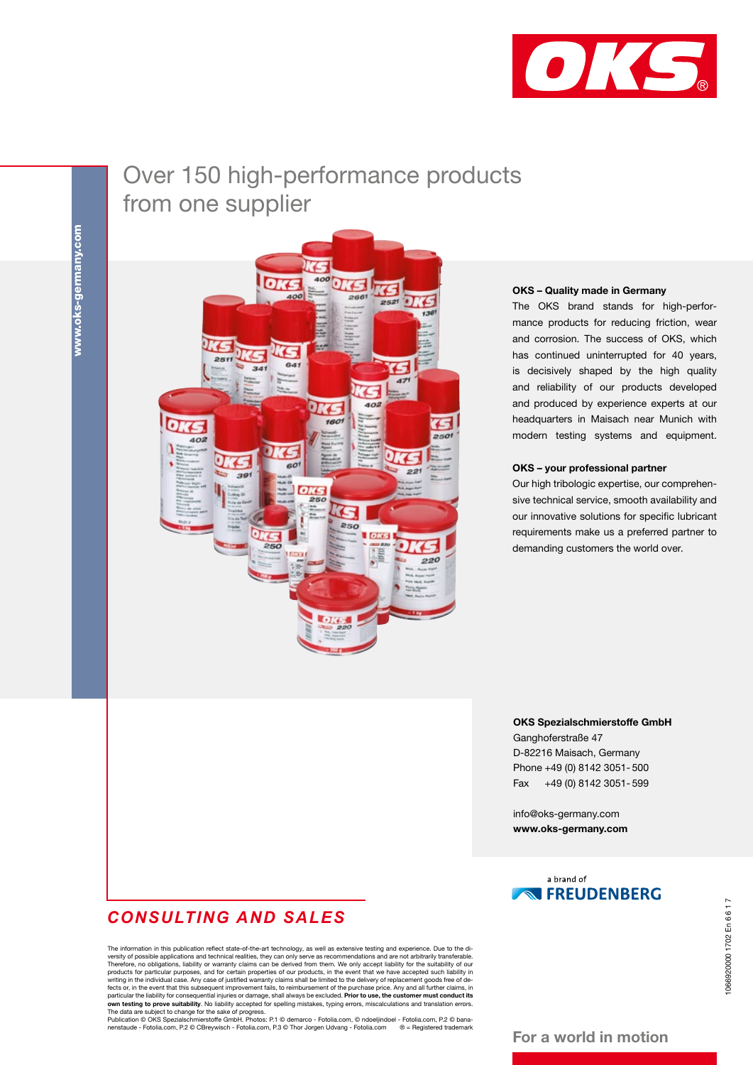# Over 150 high-performance products from one supplier

**OKS – Quality made in Germany**

The OKS brand stands for high-performance products for reducing friction, wear and corrosion. The success of OKS, which has continued uninterrupted for 40 years, is decisively shaped by the high quality and reliability of our products developed and produced by experience experts at our headquarters in Maisach near Munich with modern testing systems and equipment.

**OKS – your professional partner**

Our high tribologic expertise, our comprehensive technical service, smooth availability and our innovative solutions for specific lubricant requirements make us a preferred partner to demanding customers the world over.

**OKS Spezialschmierstoffe GmbH**
Ganghoferstraße 47
D-82216 Maisach, Germany
Phone +49 (0) 8142 3051- 500
Fax +49 (0) 8142 3051- 599

info@oks-germany.com
**www.oks-germany.com**

a brand of FREUDENBERG

## CONSULTING AND SALES

The information in this publication reflect state-of-the-art technology, as well as extensive testing and experience. Due to the diversity of possible applications and technical realities, they can only serve as recommendations and are not arbitrarily transferable. Therefore, no obligations, liability or warranty claims can be derived from them. We only accept liability for the suitability of our products for particular purposes, and for certain properties of our products, in the event that we have accepted such liability in writing in the individual case. Any case of justified warranty claims shall be limited to the delivery of replacement goods free of defects or, in the event that this subsequent improvement fails, to reimbursement of the purchase price. Any and all further claims, in particular the liability for consequential injuries or damage, shall always be excluded. **Prior to use, the customer must conduct its own testing to prove suitability.** No liability accepted for spelling mistakes, typing errors, miscalculations and translation errors. The data are subject to change for the sake of progress.
Publication © OKS Spezialschmierstoffe GmbH. Photos: P.1 © demarco - Fotolia.com, © ndoeljindoel - Fotolia.com, P.2 © bananenstaude - Fotolia.com, P.2 © CBreywisch - Fotolia.com, P.3 © Thor Jorgen Udvang - Fotolia.com ® = Registered trademark

1066920000 1702 En 6 6 1 7

For a world in motion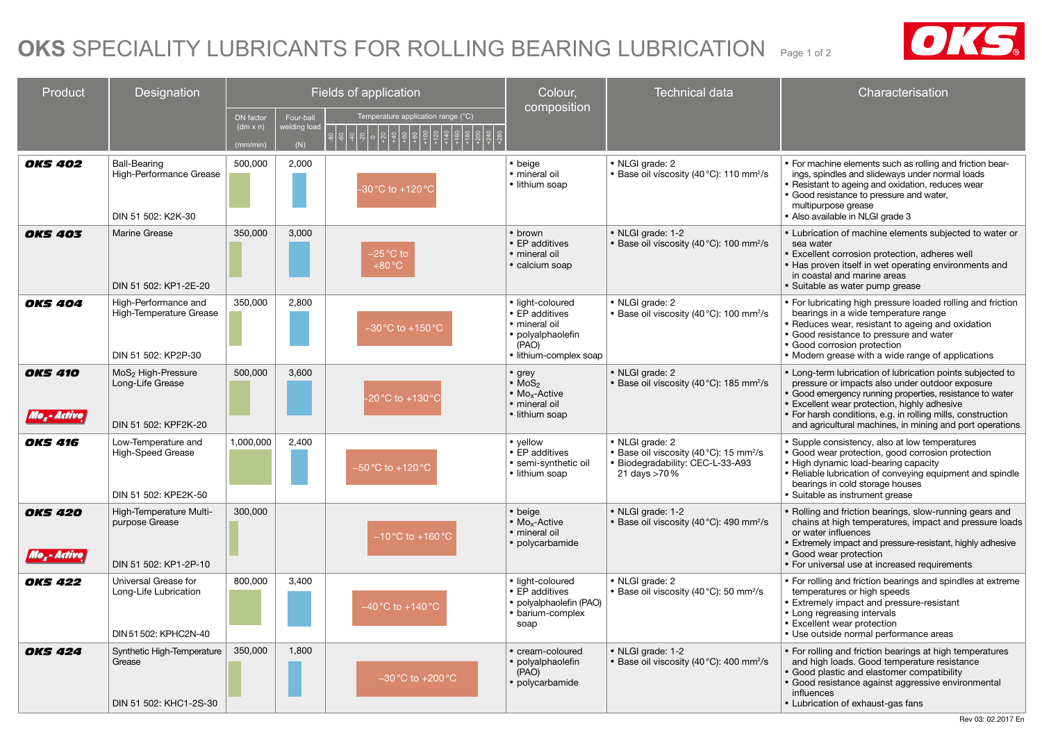# OKS SPECIALITY LUBRICANTS FOR ROLLING BEARING LUBRICATION

| Product | Designation | Fields of application | | | Colour, composition | Technical data | Characterisation |
|---|---|---|---|---|---|---|---|
| | | DN factor (dm x n) (mm/min) | Four-ball welding load (N) | Temperature application range (°C) | | | |
| **OKS 402** | Ball-Bearing High-Performance Grease<br>DIN 51 502: K2K-30 | 500,000 | 2,000 | –30 °C to +120 °C | • beige<br>• mineral oil<br>• lithium soap | • NLGI grade: 2<br>• Base oil viscosity (40 °C): 110 mm²/s | • For machine elements such as rolling and friction bearings, spindles and slideways under normal loads<br>• Resistant to ageing and oxidation, reduces wear<br>• Good resistance to pressure and water, multipurpose grease<br>• Also available in NLGI grade 3 |
| **OKS 403** | Marine Grease<br>DIN 51 502: KP1-2E-20 | 350,000 | 3,000 | –25 °C to +80 °C | • brown<br>• EP additives<br>• mineral oil<br>• calcium soap | • NLGI grade: 1-2<br>• Base oil viscosity (40 °C): 100 mm²/s | • Lubrication of machine elements subjected to water or sea water<br>• Excellent corrosion protection, adheres well<br>• Has proven itself in wet operating environments and in coastal and marine areas<br>• Suitable as water pump grease |
| **OKS 404** | High-Performance and High-Temperature Grease<br>DIN 51 502: KP2P-30 | 350,000 | 2,800 | –30 °C to +150 °C | • light-coloured<br>• EP additives<br>• mineral oil<br>• polyalphaolefin (PAO)<br>• lithium-complex soap | • NLGI grade: 2<br>• Base oil viscosity (40 °C): 100 mm²/s | • For lubricating high pressure loaded rolling and friction bearings in a wide temperature range<br>• Reduces wear, resistant to ageing and oxidation<br>• Good resistance to pressure and water<br>• Good corrosion protection<br>• Modern grease with a wide range of applications |
| **OKS 410**<br>$Mo_x$-Active | $MoS_2$ High-Pressure Long-Life Grease<br>DIN 51 502: KPF2K-20 | 500,000 | 3,600 | –20 °C to +130 °C | • grey<br>• $MoS_2$<br>• $Mo_x$-Active<br>• mineral oil<br>• lithium soap | • NLGI grade: 2<br>• Base oil viscosity (40 °C): 185 mm²/s | • Long-term lubrication of lubrication points subjected to pressure or impacts also under outdoor exposure<br>• Good emergency running properties, resistance to water<br>• Excellent wear protection, highly adhesive<br>• For harsh conditions, e.g. in rolling mills, construction and agricultural machines, in mining and port operations |
| **OKS 416** | Low-Temperature and High-Speed Grease<br>DIN 51 502: KPE2K-50 | 1,000,000 | 2,400 | –50 °C to +120 °C | • yellow<br>• EP additives<br>• semi-synthetic oil<br>• lithium soap | • NLGI grade: 2<br>• Base oil viscosity (40 °C): 15 mm²/s<br>• Biodegradability: CEC-L-33-A93 21 days >70 % | • Supple consistency, also at low temperatures<br>• Good wear protection, good corrosion protection<br>• High dynamic load-bearing capacity<br>• Reliable lubrication of conveying equipment and spindle bearings in cold storage houses<br>• Suitable as instrument grease |
| **OKS 420**<br>$Mo_x$-Active | High-Temperature Multi-purpose Grease<br>DIN 51 502: KP1-2P-10 | 300,000 | | –10 °C to +160 °C | • beige<br>• $Mo_x$-Active<br>• mineral oil<br>• polycarbamide | • NLGI grade: 1-2<br>• Base oil viscosity (40 °C): 490 mm²/s | • Rolling and friction bearings, slow-running gears and chains at high temperatures, impact and pressure loads or water influences<br>• Extremely impact and pressure-resistant, highly adhesive<br>• Good wear protection<br>• For universal use at increased requirements |
| **OKS 422** | Universal Grease for Long-Life Lubrication<br>DIN 51 502: KPHC2N-40 | 800,000 | 3,400 | –40 °C to +140 °C | • light-coloured<br>• EP additives<br>• polyalphaolefin (PAO)<br>• barium-complex soap | • NLGI grade: 2<br>• Base oil viscosity (40 °C): 50 mm²/s | • For rolling and friction bearings and spindles at extreme temperatures or high speeds<br>• Extremely impact and pressure-resistant<br>• Long regreasing intervals<br>• Excellent wear protection<br>• Use outside normal performance areas |
| **OKS 424** | Synthetic High-Temperature Grease<br>DIN 51 502: KHC1-2S-30 | 350,000 | 1,800 | –30 °C to +200 °C | • cream-coloured<br>• polyalphaolefin (PAO)<br>• polycarbamide | • NLGI grade: 1-2<br>• Base oil viscosity (40 °C): 400 mm²/s | • For rolling and friction bearings at high temperatures and high loads. Good temperature resistance<br>• Good plastic and elastomer compatibility<br>• Good resistance against aggressive environmental influences<br>• Lubrication of exhaust-gas fans |

Rev 03: 02.2017 En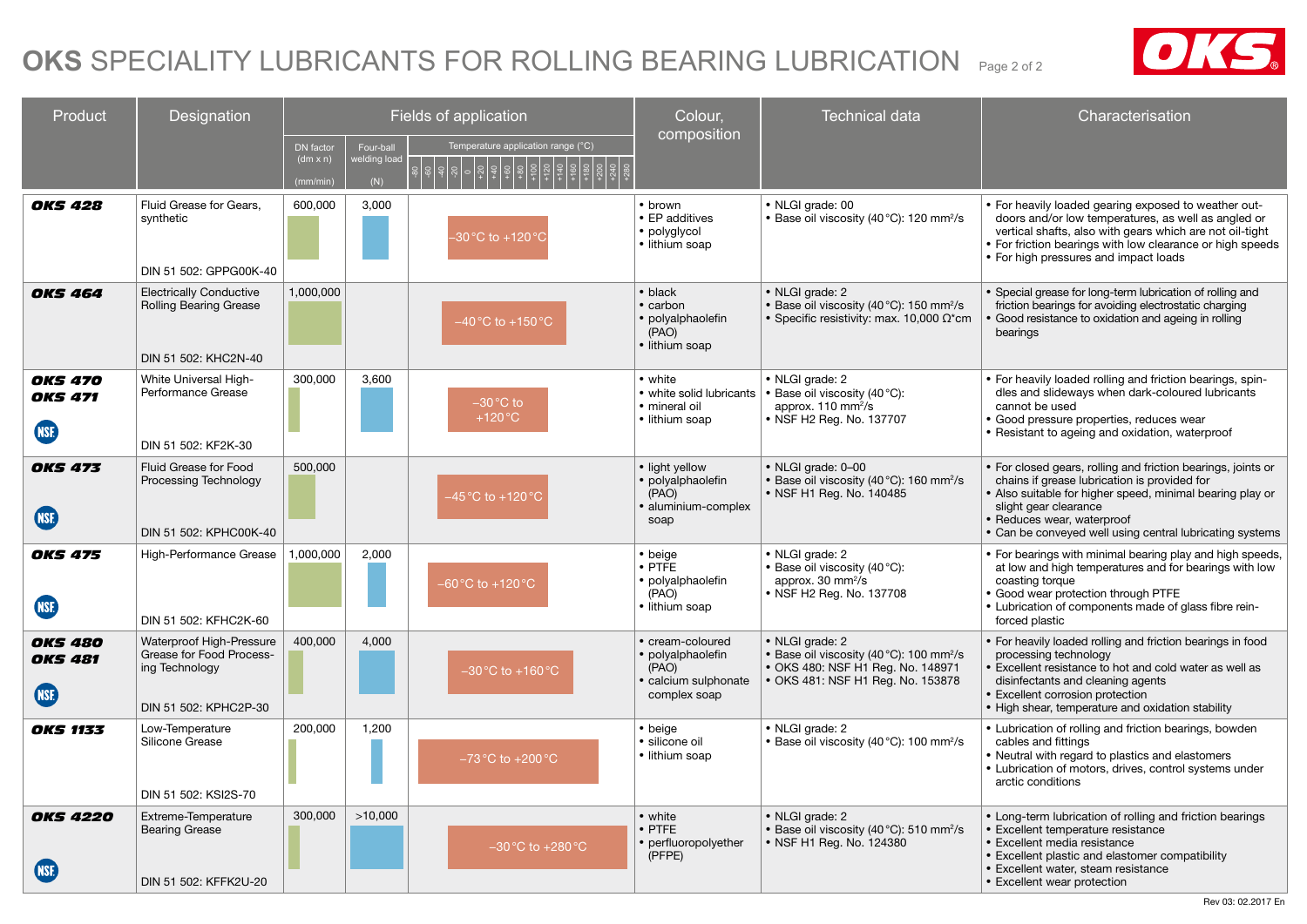# OKS SPECIALITY LUBRICANTS FOR ROLLING BEARING LUBRICATION

| Product | Designation | Fields of application | | | Colour, composition | Technical data | Characterisation |
|---|---|---|---|---|---|---|---|
| | | DN factor (dm x n) (mm/min) | Four-ball welding load (N) | Temperature application range (°C) | | | |
| **OKS 428** | Fluid Grease for Gears, synthetic<br>DIN 51 502: GPPG00K-40 | 600,000 | 3,000 | –30 °C to +120 °C | • brown<br>• EP additives<br>• polyglycol<br>• lithium soap | • NLGI grade: 00<br>• Base oil viscosity (40 °C): 120 mm²/s | • For heavily loaded gearing exposed to weather out-doors and/or low temperatures, as well as angled or vertical shafts, also with gears which are not oil-tight<br>• For friction bearings with low clearance or high speeds<br>• For high pressures and impact loads |
| **OKS 464** | Electrically Conductive Rolling Bearing Grease<br>DIN 51 502: KHC2N-40 | 1,000,000 | | –40 °C to +150 °C | • black<br>• carbon<br>• polyalphaolefin (PAO)<br>• lithium soap | • NLGI grade: 2<br>• Base oil viscosity (40 °C): 150 mm²/s<br>• Specific resistivity: max. 10,000 Ω*cm | • Special grease for long-term lubrication of rolling and friction bearings for avoiding electrostatic charging<br>• Good resistance to oxidation and ageing in rolling bearings |
| **OKS 470**<br>**OKS 471**<br>NSF | White Universal High-Performance Grease<br>DIN 51 502: KF2K-30 | 300,000 | 3,600 | –30 °C to +120 °C | • white<br>• white solid lubricants<br>• mineral oil<br>• lithium soap | • NLGI grade: 2<br>• Base oil viscosity (40 °C): approx. 110 mm²/s<br>• NSF H2 Reg. No. 137707 | • For heavily loaded rolling and friction bearings, spin-dles and slideways when dark-coloured lubricants cannot be used<br>• Good pressure properties, reduces wear<br>• Resistant to ageing and oxidation, waterproof |
| **OKS 473**<br>NSF | Fluid Grease for Food Processing Technology<br>DIN 51 502: KPHC00K-40 | 500,000 | | –45 °C to +120 °C | • light yellow<br>• polyalphaolefin (PAO)<br>• aluminium-complex soap | • NLGI grade: 0–00<br>• Base oil viscosity (40 °C): 160 mm²/s<br>• NSF H1 Reg. No. 140485 | • For closed gears, rolling and friction bearings, joints or chains if grease lubrication is provided for<br>• Also suitable for higher speed, minimal bearing play or slight gear clearance<br>• Reduces wear, waterproof<br>• Can be conveyed well using central lubricating systems |
| **OKS 475**<br>NSF | High-Performance Grease<br>DIN 51 502: KFHC2K-60 | 1,000,000 | 2,000 | –60 °C to +120 °C | • beige<br>• PTFE<br>• polyalphaolefin (PAO)<br>• lithium soap | • NLGI grade: 2<br>• Base oil viscosity (40 °C): approx. 30 mm²/s<br>• NSF H2 Reg. No. 137708 | • For bearings with minimal bearing play and high speeds, at low and high temperatures and for bearings with low coasting torque<br>• Good wear protection through PTFE<br>• Lubrication of components made of glass fibre rein-forced plastic |
| **OKS 480**<br>**OKS 481**<br>NSF | Waterproof High-Pressure Grease for Food Process-ing Technology<br>DIN 51 502: KPHC2P-30 | 400,000 | 4,000 | –30 °C to +160 °C | • cream-coloured<br>• polyalphaolefin (PAO)<br>• calcium sulphonate complex soap | • NLGI grade: 2<br>• Base oil viscosity (40 °C): 100 mm²/s<br>• OKS 480: NSF H1 Reg. No. 148971<br>• OKS 481: NSF H1 Reg. No. 153878 | • For heavily loaded rolling and friction bearings in food processing technology<br>• Excellent resistance to hot and cold water as well as disinfectants and cleaning agents<br>• Excellent corrosion protection<br>• High shear, temperature and oxidation stability |
| **OKS 1133** | Low-Temperature Silicone Grease<br>DIN 51 502: KSI2S-70 | 200,000 | 1,200 | –73 °C to +200 °C | • beige<br>• silicone oil<br>• lithium soap | • NLGI grade: 2<br>• Base oil viscosity (40 °C): 100 mm²/s | • Lubrication of rolling and friction bearings, bowden cables and fittings<br>• Neutral with regard to plastics and elastomers<br>• Lubrication of motors, drives, control systems under arctic conditions |
| **OKS 4220**<br>NSF | Extreme-Temperature Bearing Grease<br>DIN 51 502: KFFK2U-20 | 300,000 | >10,000 | –30 °C to +280 °C | • white<br>• PTFE<br>• perfluoropolyether (PFPE) | • NLGI grade: 2<br>• Base oil viscosity (40 °C): 510 mm²/s<br>• NSF H1 Reg. No. 124380 | • Long-term lubrication of rolling and friction bearings<br>• Excellent temperature resistance<br>• Excellent media resistance<br>• Excellent plastic and elastomer compatibility<br>• Excellent water, steam resistance<br>• Excellent wear protection |

Rev 03: 02.2017 En